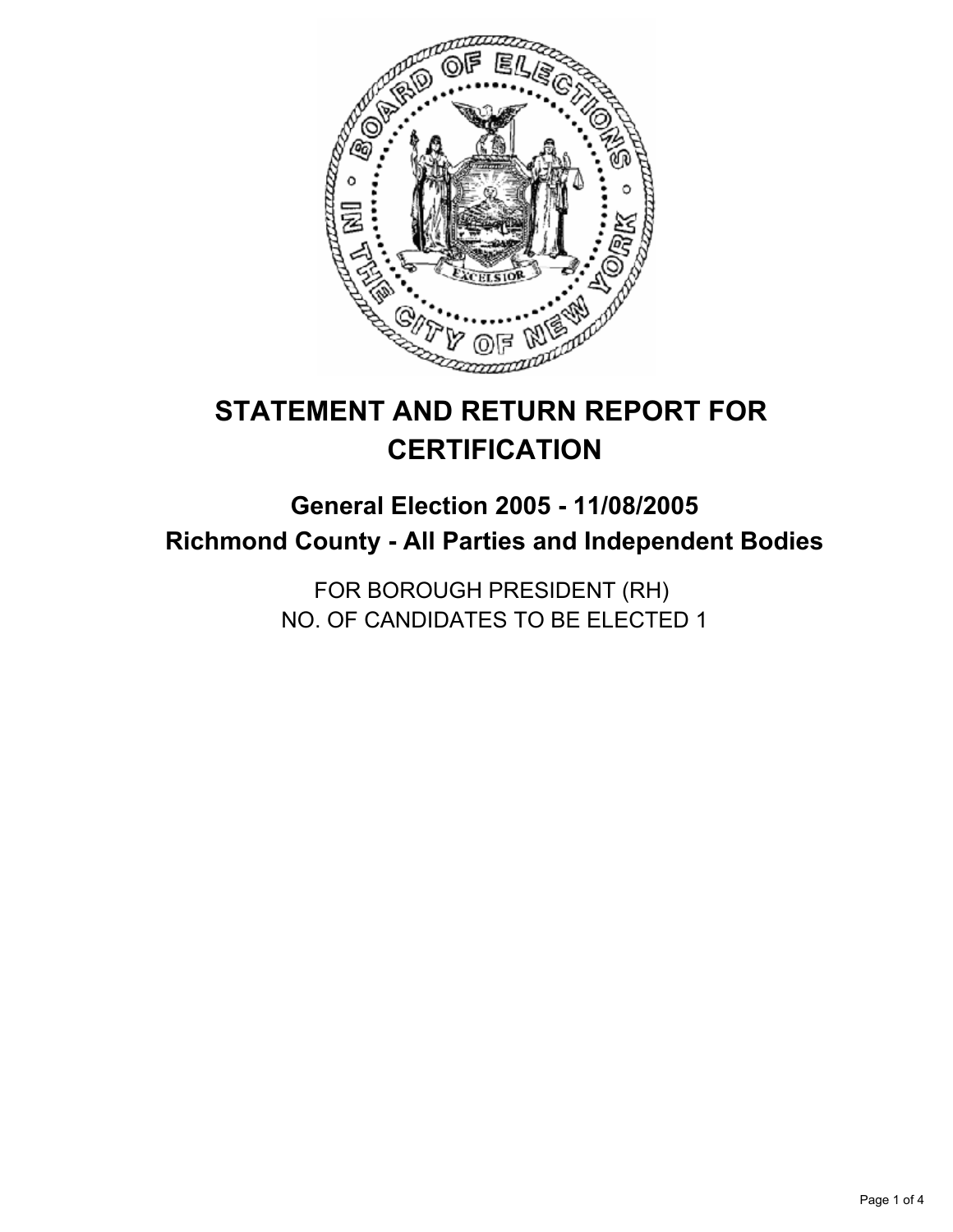# STATEMENT AND RETURN REPORT FOR CERTIFICATION

## General Election 2005 - 11/08/2005
## Richmond County - All Parties and Independent Bodies

FOR BOROUGH PRESIDENT (RH)
NO. OF CANDIDATES TO BE ELECTED 1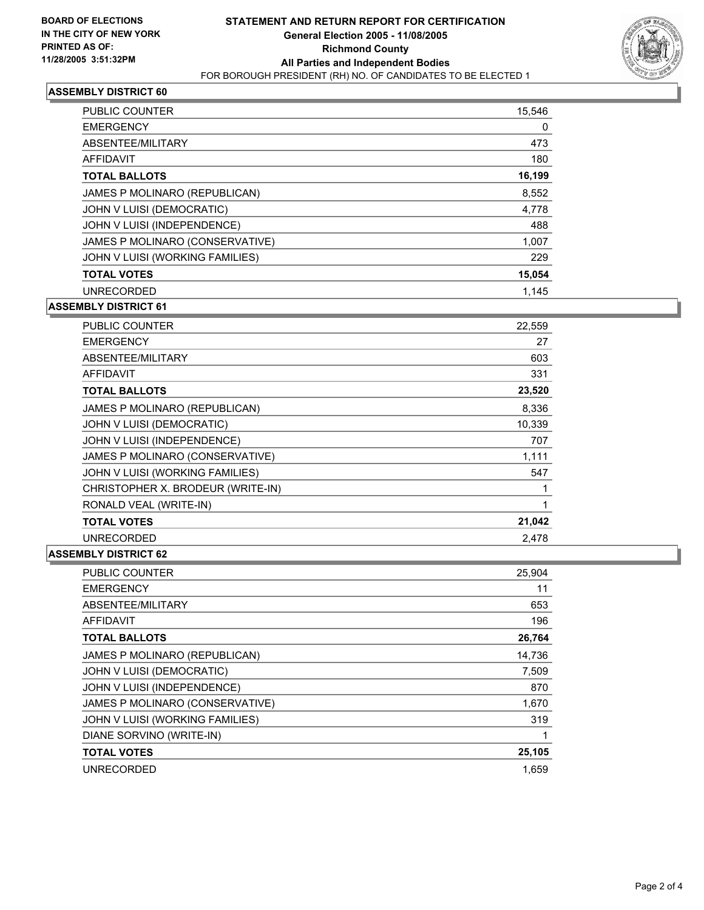**BOARD OF ELECTIONS IN THE CITY OF NEW YORK PRINTED AS OF: 11/28/2005 3:51:32PM**

# STATEMENT AND RETURN REPORT FOR CERTIFICATION
## General Election 2005 - 11/08/2005
## Richmond County
## All Parties and Independent Bodies
FOR BOROUGH PRESIDENT (RH) NO. OF CANDIDATES TO BE ELECTED 1

### ASSEMBLY DISTRICT 60

| | |
|---|---|
| PUBLIC COUNTER | 15,546 |
| EMERGENCY | 0 |
| ABSENTEE/MILITARY | 473 |
| AFFIDAVIT | 180 |
| **TOTAL BALLOTS** | **16,199** |
| JAMES P MOLINARO (REPUBLICAN) | 8,552 |
| JOHN V LUISI (DEMOCRATIC) | 4,778 |
| JOHN V LUISI (INDEPENDENCE) | 488 |
| JAMES P MOLINARO (CONSERVATIVE) | 1,007 |
| JOHN V LUISI (WORKING FAMILIES) | 229 |
| **TOTAL VOTES** | **15,054** |
| UNRECORDED | 1,145 |

### ASSEMBLY DISTRICT 61

| | |
|---|---|
| PUBLIC COUNTER | 22,559 |
| EMERGENCY | 27 |
| ABSENTEE/MILITARY | 603 |
| AFFIDAVIT | 331 |
| **TOTAL BALLOTS** | **23,520** |
| JAMES P MOLINARO (REPUBLICAN) | 8,336 |
| JOHN V LUISI (DEMOCRATIC) | 10,339 |
| JOHN V LUISI (INDEPENDENCE) | 707 |
| JAMES P MOLINARO (CONSERVATIVE) | 1,111 |
| JOHN V LUISI (WORKING FAMILIES) | 547 |
| CHRISTOPHER X. BRODEUR (WRITE-IN) | 1 |
| RONALD VEAL (WRITE-IN) | 1 |
| **TOTAL VOTES** | **21,042** |
| UNRECORDED | 2,478 |

### ASSEMBLY DISTRICT 62

| | |
|---|---|
| PUBLIC COUNTER | 25,904 |
| EMERGENCY | 11 |
| ABSENTEE/MILITARY | 653 |
| AFFIDAVIT | 196 |
| **TOTAL BALLOTS** | **26,764** |
| JAMES P MOLINARO (REPUBLICAN) | 14,736 |
| JOHN V LUISI (DEMOCRATIC) | 7,509 |
| JOHN V LUISI (INDEPENDENCE) | 870 |
| JAMES P MOLINARO (CONSERVATIVE) | 1,670 |
| JOHN V LUISI (WORKING FAMILIES) | 319 |
| DIANE SORVINO (WRITE-IN) | 1 |
| **TOTAL VOTES** | **25,105** |
| UNRECORDED | 1,659 |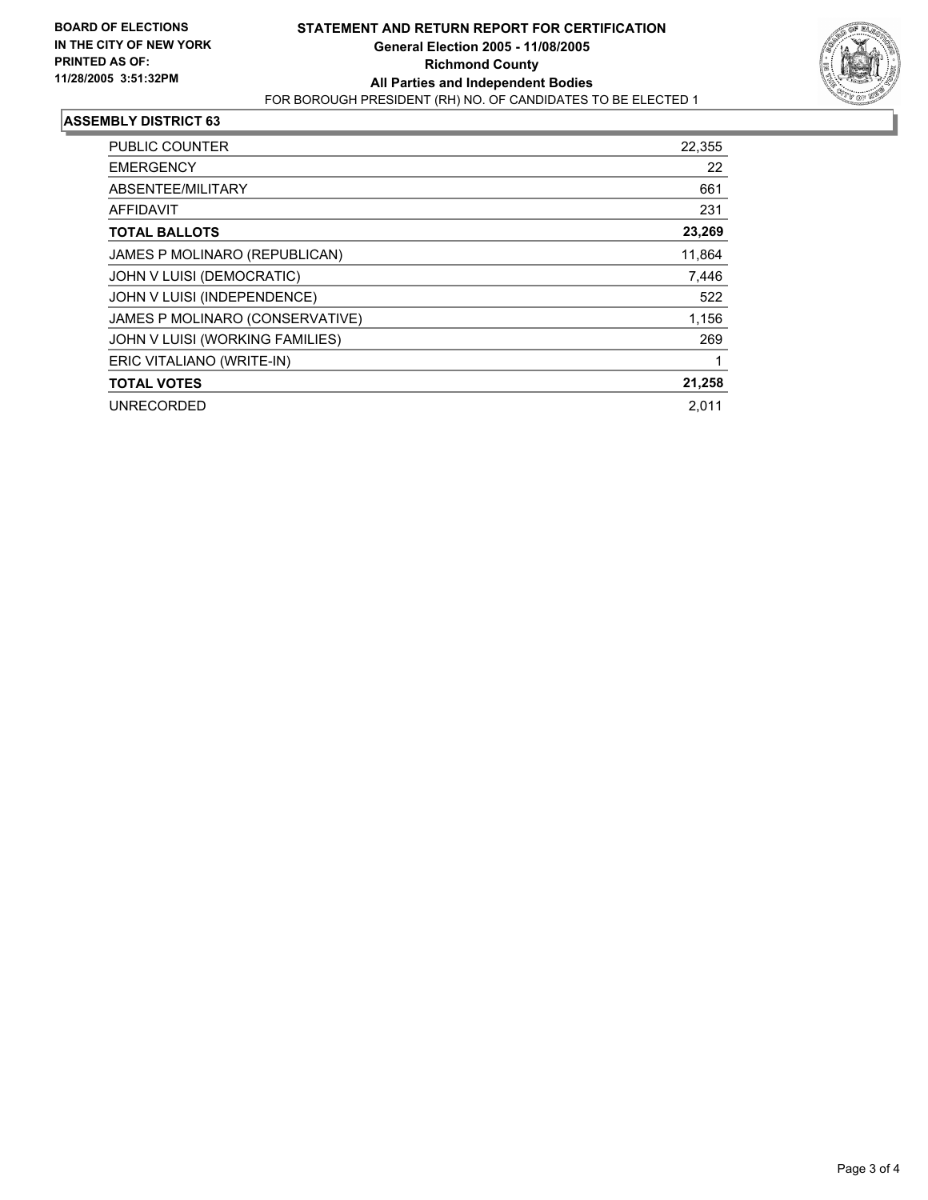**BOARD OF ELECTIONS**
**IN THE CITY OF NEW YORK**
**PRINTED AS OF:**
**11/28/2005 3:51:32PM**

# STATEMENT AND RETURN REPORT FOR CERTIFICATION

**General Election 2005 - 11/08/2005**
**Richmond County**
**All Parties and Independent Bodies**
FOR BOROUGH PRESIDENT (RH) NO. OF CANDIDATES TO BE ELECTED 1

## ASSEMBLY DISTRICT 63

| | |
|---|---|
| PUBLIC COUNTER | 22,355 |
| EMERGENCY | 22 |
| ABSENTEE/MILITARY | 661 |
| AFFIDAVIT | 231 |
| **TOTAL BALLOTS** | **23,269** |
| JAMES P MOLINARO (REPUBLICAN) | 11,864 |
| JOHN V LUISI (DEMOCRATIC) | 7,446 |
| JOHN V LUISI (INDEPENDENCE) | 522 |
| JAMES P MOLINARO (CONSERVATIVE) | 1,156 |
| JOHN V LUISI (WORKING FAMILIES) | 269 |
| ERIC VITALIANO (WRITE-IN) | 1 |
| **TOTAL VOTES** | **21,258** |
| UNRECORDED | 2,011 |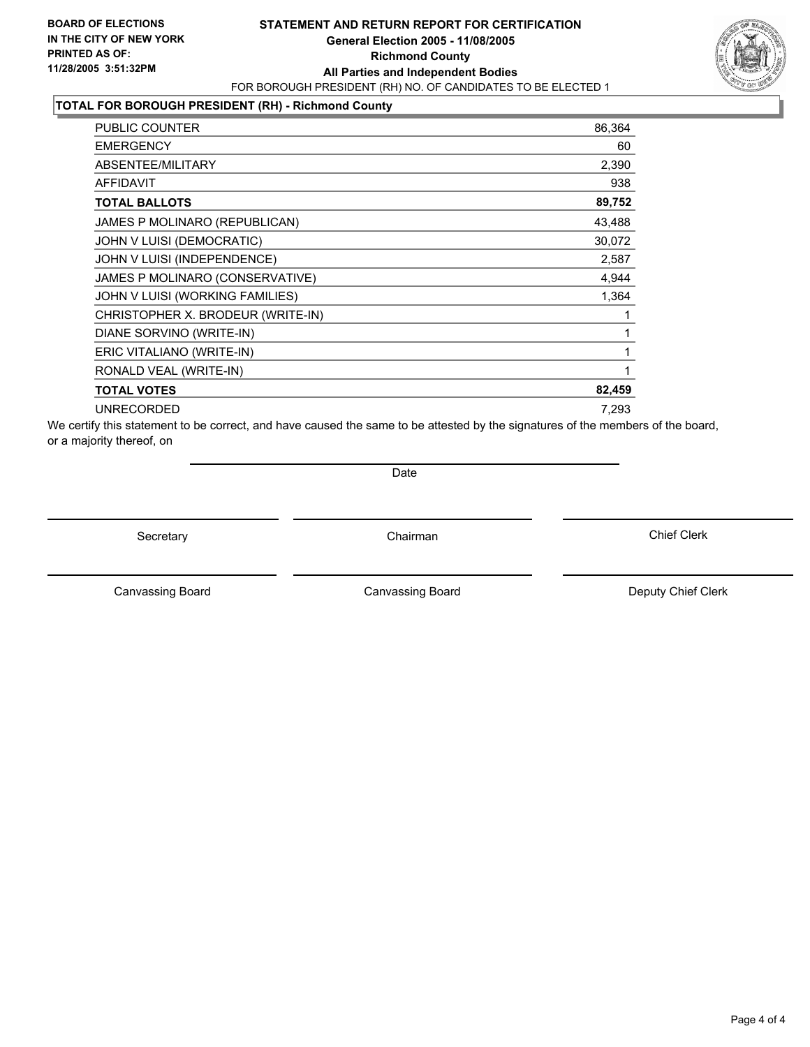**BOARD OF ELECTIONS IN THE CITY OF NEW YORK PRINTED AS OF: 11/28/2005 3:51:32PM**

**STATEMENT AND RETURN REPORT FOR CERTIFICATION**
**General Election 2005 - 11/08/2005**
**Richmond County**
**All Parties and Independent Bodies**
FOR BOROUGH PRESIDENT (RH) NO. OF CANDIDATES TO BE ELECTED 1

**TOTAL FOR BOROUGH PRESIDENT (RH) - Richmond County**

| | |
|---|---|
| PUBLIC COUNTER | 86,364 |
| EMERGENCY | 60 |
| ABSENTEE/MILITARY | 2,390 |
| AFFIDAVIT | 938 |
| **TOTAL BALLOTS** | **89,752** |
| JAMES P MOLINARO (REPUBLICAN) | 43,488 |
| JOHN V LUISI (DEMOCRATIC) | 30,072 |
| JOHN V LUISI (INDEPENDENCE) | 2,587 |
| JAMES P MOLINARO (CONSERVATIVE) | 4,944 |
| JOHN V LUISI (WORKING FAMILIES) | 1,364 |
| CHRISTOPHER X. BRODEUR (WRITE-IN) | 1 |
| DIANE SORVINO (WRITE-IN) | 1 |
| ERIC VITALIANO (WRITE-IN) | 1 |
| RONALD VEAL (WRITE-IN) | 1 |
| **TOTAL VOTES** | **82,459** |
| UNRECORDED | 7,293 |

We certify this statement to be correct, and have caused the same to be attested by the signatures of the members of the board, or a majority thereof, on

Date

Secretary

Chairman

Chief Clerk

Canvassing Board

Canvassing Board

Deputy Chief Clerk